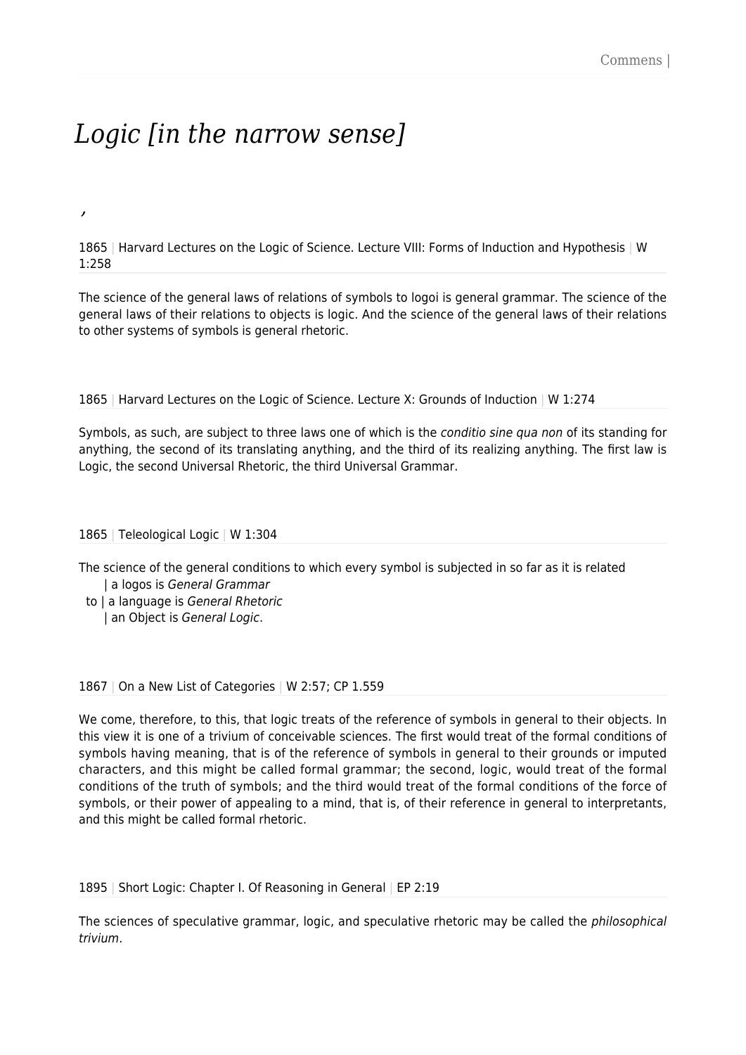# *Logic [in the narrow sense]*

,

1865 | Harvard Lectures on the Logic of Science. Lecture VIII: Forms of Induction and Hypothesis | W 1:258

The science of the general laws of relations of symbols to logoi is general grammar. The science of the general laws of their relations to objects is logic. And the science of the general laws of their relations to other systems of symbols is general rhetoric.

1865 | Harvard Lectures on the Logic of Science. Lecture X: Grounds of Induction | W 1:274

Symbols, as such, are subject to three laws one of which is the *conditio sine qua non* of its standing for anything, the second of its translating anything, and the third of its realizing anything. The first law is Logic, the second Universal Rhetoric, the third Universal Grammar.

1865 | Teleological Logic | W 1:304

The science of the general conditions to which every symbol is subjected in so far as it is related

| a logos is *General Grammar*
to | a language is *General Rhetoric*
| an Object is *General Logic*.

1867 | On a New List of Categories | W 2:57; CP 1.559

We come, therefore, to this, that logic treats of the reference of symbols in general to their objects. In this view it is one of a trivium of conceivable sciences. The first would treat of the formal conditions of symbols having meaning, that is of the reference of symbols in general to their grounds or imputed characters, and this might be called formal grammar; the second, logic, would treat of the formal conditions of the truth of symbols; and the third would treat of the formal conditions of the force of symbols, or their power of appealing to a mind, that is, of their reference in general to interpretants, and this might be called formal rhetoric.

1895 | Short Logic: Chapter I. Of Reasoning in General | EP 2:19

The sciences of speculative grammar, logic, and speculative rhetoric may be called the *philosophical trivium*.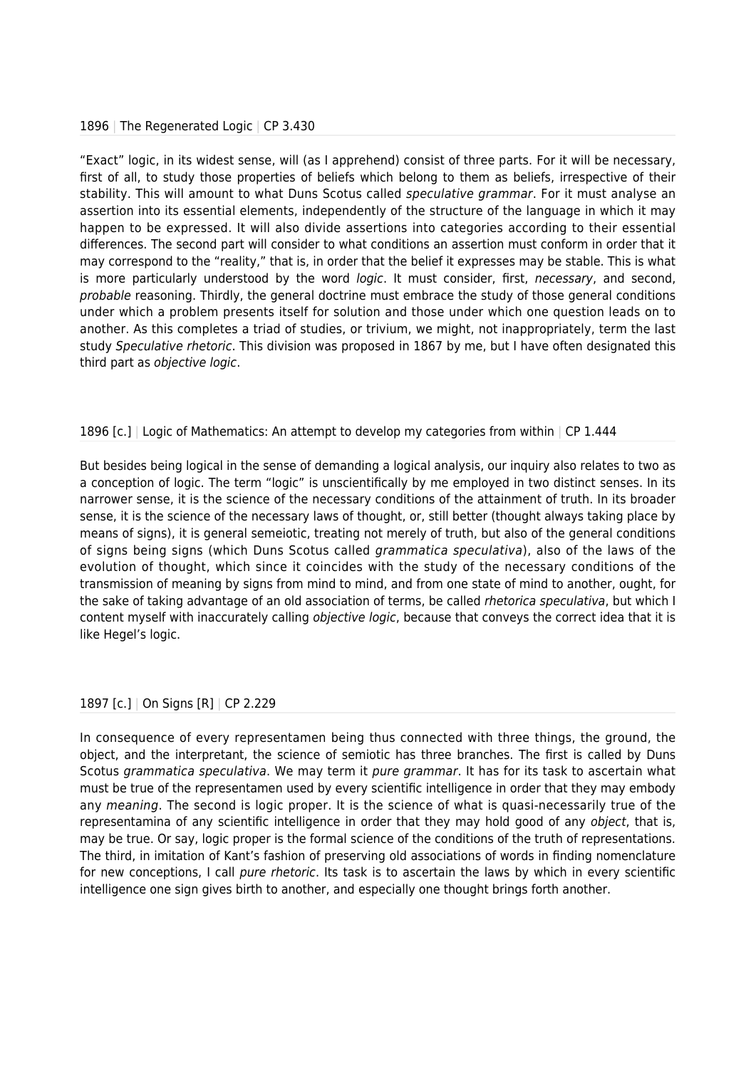1896 | The Regenerated Logic | CP 3.430

"Exact" logic, in its widest sense, will (as I apprehend) consist of three parts. For it will be necessary, first of all, to study those properties of beliefs which belong to them as beliefs, irrespective of their stability. This will amount to what Duns Scotus called *speculative grammar*. For it must analyse an assertion into its essential elements, independently of the structure of the language in which it may happen to be expressed. It will also divide assertions into categories according to their essential differences. The second part will consider to what conditions an assertion must conform in order that it may correspond to the "reality," that is, in order that the belief it expresses may be stable. This is what is more particularly understood by the word *logic*. It must consider, first, *necessary*, and second, *probable* reasoning. Thirdly, the general doctrine must embrace the study of those general conditions under which a problem presents itself for solution and those under which one question leads on to another. As this completes a triad of studies, or trivium, we might, not inappropriately, term the last study *Speculative rhetoric*. This division was proposed in 1867 by me, but I have often designated this third part as *objective logic*.

1896 [c.] | Logic of Mathematics: An attempt to develop my categories from within | CP 1.444

But besides being logical in the sense of demanding a logical analysis, our inquiry also relates to two as a conception of logic. The term "logic" is unscientifically by me employed in two distinct senses. In its narrower sense, it is the science of the necessary conditions of the attainment of truth. In its broader sense, it is the science of the necessary laws of thought, or, still better (thought always taking place by means of signs), it is general semeiotic, treating not merely of truth, but also of the general conditions of signs being signs (which Duns Scotus called *grammatica speculativa*), also of the laws of the evolution of thought, which since it coincides with the study of the necessary conditions of the transmission of meaning by signs from mind to mind, and from one state of mind to another, ought, for the sake of taking advantage of an old association of terms, be called *rhetorica speculativa*, but which I content myself with inaccurately calling *objective logic*, because that conveys the correct idea that it is like Hegel's logic.

1897 [c.] | On Signs [R] | CP 2.229

In consequence of every representamen being thus connected with three things, the ground, the object, and the interpretant, the science of semiotic has three branches. The first is called by Duns Scotus *grammatica speculativa*. We may term it *pure grammar*. It has for its task to ascertain what must be true of the representamen used by every scientific intelligence in order that they may embody any *meaning*. The second is logic proper. It is the science of what is quasi-necessarily true of the representamina of any scientific intelligence in order that they may hold good of any *object*, that is, may be true. Or say, logic proper is the formal science of the conditions of the truth of representations. The third, in imitation of Kant's fashion of preserving old associations of words in finding nomenclature for new conceptions, I call *pure rhetoric*. Its task is to ascertain the laws by which in every scientific intelligence one sign gives birth to another, and especially one thought brings forth another.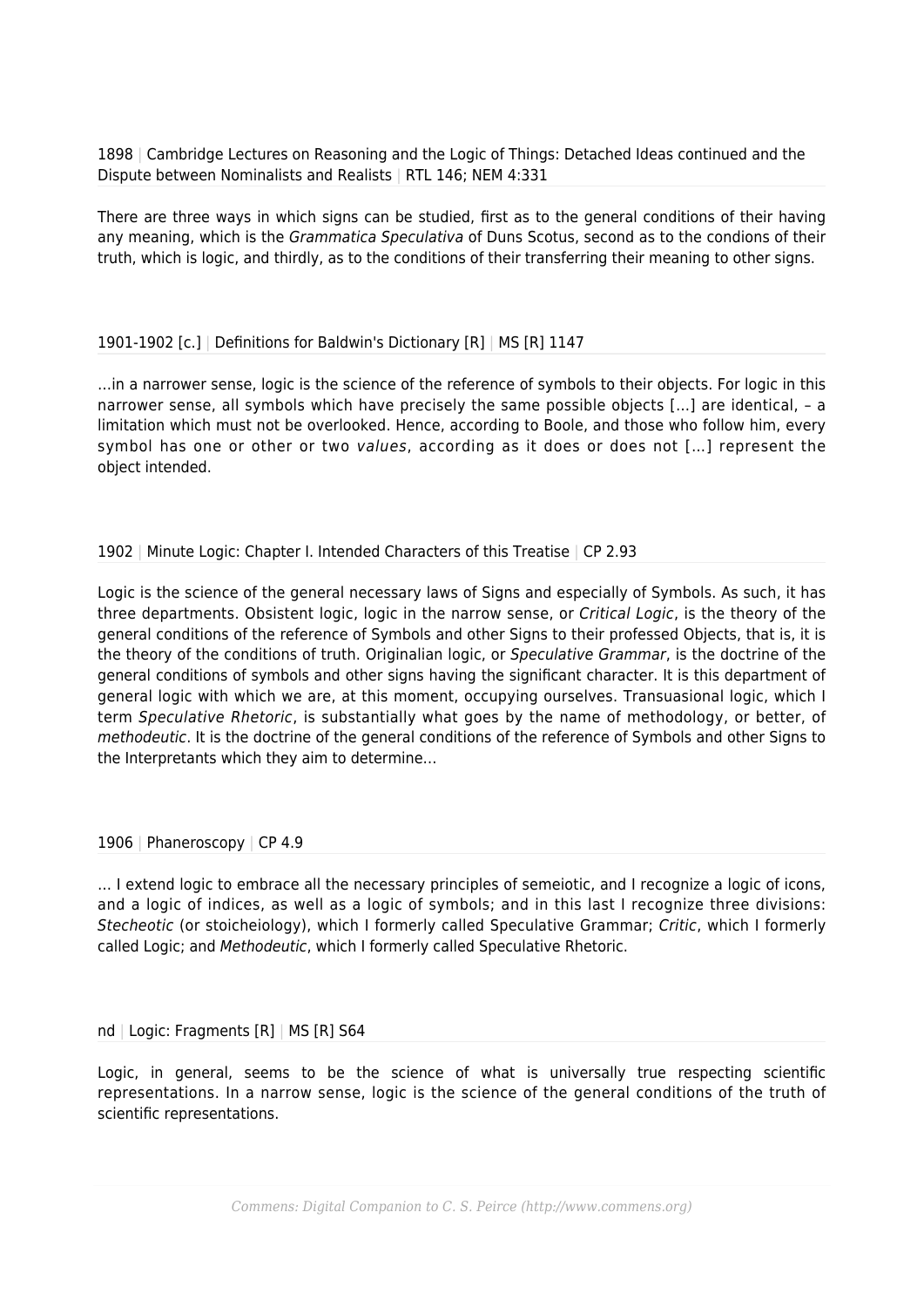1898 | Cambridge Lectures on Reasoning and the Logic of Things: Detached Ideas continued and the Dispute between Nominalists and Realists | RTL 146; NEM 4:331

There are three ways in which signs can be studied, first as to the general conditions of their having any meaning, which is the *Grammatica Speculativa* of Duns Scotus, second as to the condions of their truth, which is logic, and thirdly, as to the conditions of their transferring their meaning to other signs.

1901-1902 [c.] | Definitions for Baldwin's Dictionary [R] | MS [R] 1147

…in a narrower sense, logic is the science of the reference of symbols to their objects. For logic in this narrower sense, all symbols which have precisely the same possible objects […] are identical, – a limitation which must not be overlooked. Hence, according to Boole, and those who follow him, every symbol has one or other or two *values*, according as it does or does not […] represent the object intended.

1902 | Minute Logic: Chapter I. Intended Characters of this Treatise | CP 2.93

Logic is the science of the general necessary laws of Signs and especially of Symbols. As such, it has three departments. Obsistent logic, logic in the narrow sense, or *Critical Logic*, is the theory of the general conditions of the reference of Symbols and other Signs to their professed Objects, that is, it is the theory of the conditions of truth. Originalian logic, or *Speculative Grammar*, is the doctrine of the general conditions of symbols and other signs having the significant character. It is this department of general logic with which we are, at this moment, occupying ourselves. Transuasional logic, which I term *Speculative Rhetoric*, is substantially what goes by the name of methodology, or better, of *methodeutic*. It is the doctrine of the general conditions of the reference of Symbols and other Signs to the Interpretants which they aim to determine…

1906 | Phaneroscopy | CP 4.9

… I extend logic to embrace all the necessary principles of semeiotic, and I recognize a logic of icons, and a logic of indices, as well as a logic of symbols; and in this last I recognize three divisions: *Stecheotic* (or stoicheiology), which I formerly called Speculative Grammar; *Critic*, which I formerly called Logic; and *Methodeutic*, which I formerly called Speculative Rhetoric.

nd | Logic: Fragments [R] | MS [R] S64

Logic, in general, seems to be the science of what is universally true respecting scientific representations. In a narrow sense, logic is the science of the general conditions of the truth of scientific representations.